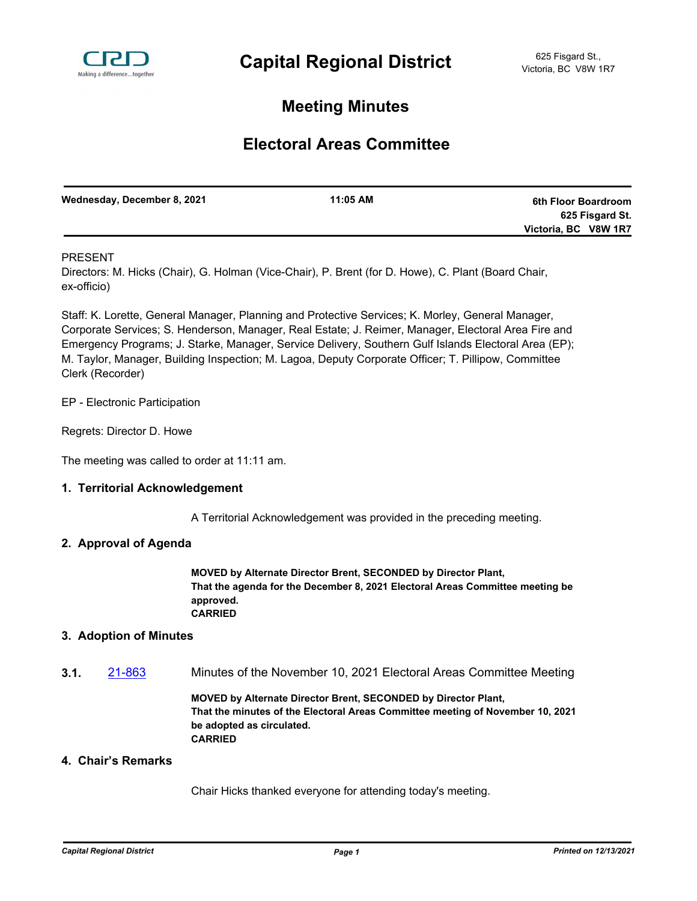# Capital Regional District

625 Fisgard St.,
Victoria, BC V8W 1R7

## Meeting Minutes

## Electoral Areas Committee

| Wednesday, December 8, 2021 | 11:05 AM | 6th Floor Boardroom 625 Fisgard St. Victoria, BC V8W 1R7 |
|---|---|---|

PRESENT

Directors: M. Hicks (Chair), G. Holman (Vice-Chair), P. Brent (for D. Howe), C. Plant (Board Chair, ex-officio)

Staff: K. Lorette, General Manager, Planning and Protective Services; K. Morley, General Manager, Corporate Services; S. Henderson, Manager, Real Estate; J. Reimer, Manager, Electoral Area Fire and Emergency Programs; J. Starke, Manager, Service Delivery, Southern Gulf Islands Electoral Area (EP); M. Taylor, Manager, Building Inspection; M. Lagoa, Deputy Corporate Officer; T. Pillipow, Committee Clerk (Recorder)

EP - Electronic Participation

Regrets: Director D. Howe

The meeting was called to order at 11:11 am.

### 1. Territorial Acknowledgement

A Territorial Acknowledgement was provided in the preceding meeting.

### 2. Approval of Agenda

**MOVED by Alternate Director Brent, SECONDED by Director Plant,**
**That the agenda for the December 8, 2021 Electoral Areas Committee meeting be approved.**
**CARRIED**

### 3. Adoption of Minutes

**3.1.** 21-863 Minutes of the November 10, 2021 Electoral Areas Committee Meeting

**MOVED by Alternate Director Brent, SECONDED by Director Plant,**
**That the minutes of the Electoral Areas Committee meeting of November 10, 2021 be adopted as circulated.**
**CARRIED**

### 4. Chair's Remarks

Chair Hicks thanked everyone for attending today's meeting.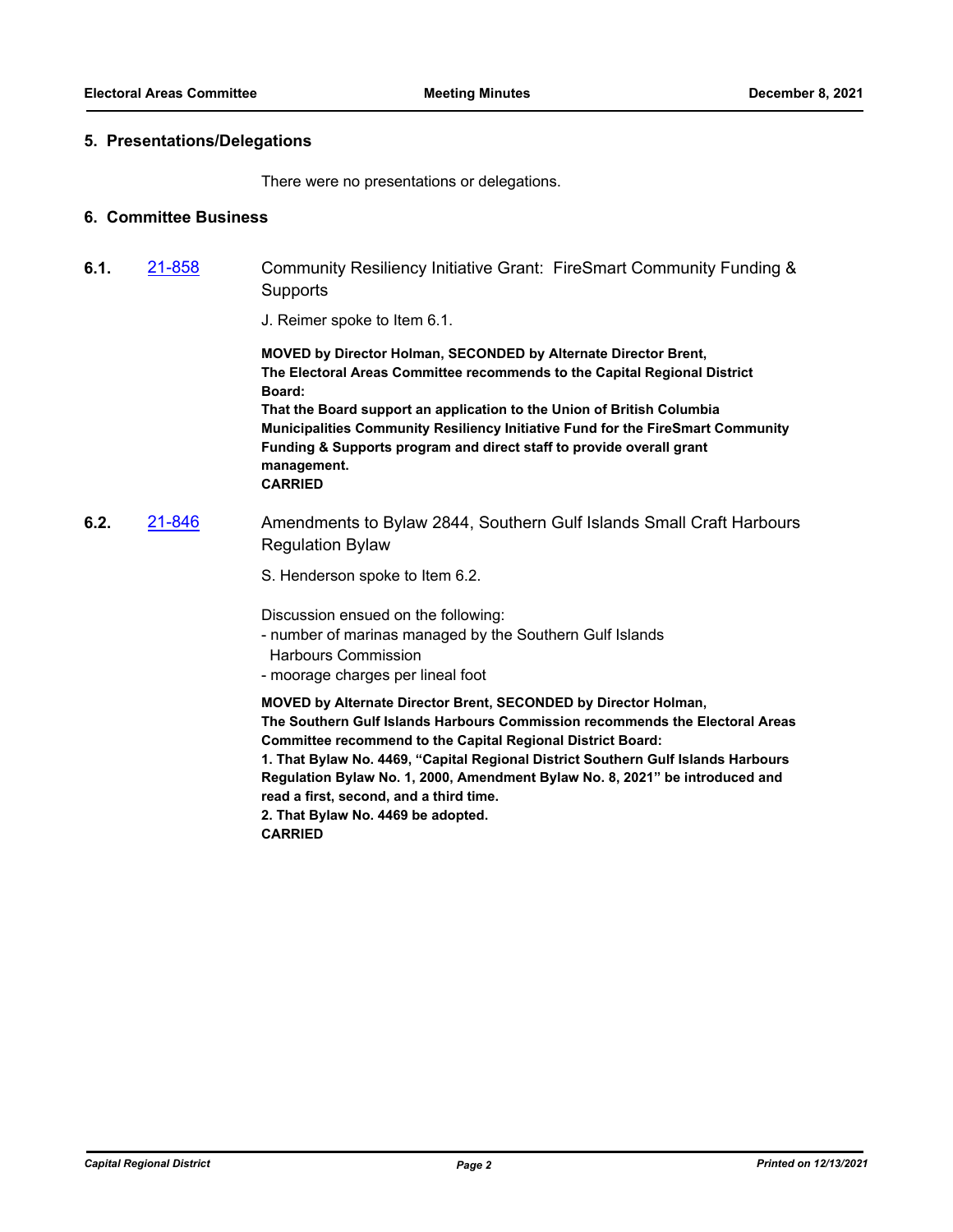## 5. Presentations/Delegations

There were no presentations or delegations.

## 6. Committee Business

### 6.1. [21-858](21-858) Community Resiliency Initiative Grant: FireSmart Community Funding & Supports

J. Reimer spoke to Item 6.1.

**MOVED by Director Holman, SECONDED by Alternate Director Brent,**
**The Electoral Areas Committee recommends to the Capital Regional District Board:**
**That the Board support an application to the Union of British Columbia Municipalities Community Resiliency Initiative Fund for the FireSmart Community Funding & Supports program and direct staff to provide overall grant management.**
**CARRIED**

### 6.2. [21-846](21-846) Amendments to Bylaw 2844, Southern Gulf Islands Small Craft Harbours Regulation Bylaw

S. Henderson spoke to Item 6.2.

Discussion ensued on the following:
- number of marinas managed by the Southern Gulf Islands Harbours Commission
- moorage charges per lineal foot

**MOVED by Alternate Director Brent, SECONDED by Director Holman,**
**The Southern Gulf Islands Harbours Commission recommends the Electoral Areas Committee recommend to the Capital Regional District Board:**
**1. That Bylaw No. 4469, "Capital Regional District Southern Gulf Islands Harbours Regulation Bylaw No. 1, 2000, Amendment Bylaw No. 8, 2021" be introduced and read a first, second, and a third time.**
**2. That Bylaw No. 4469 be adopted.**
**CARRIED**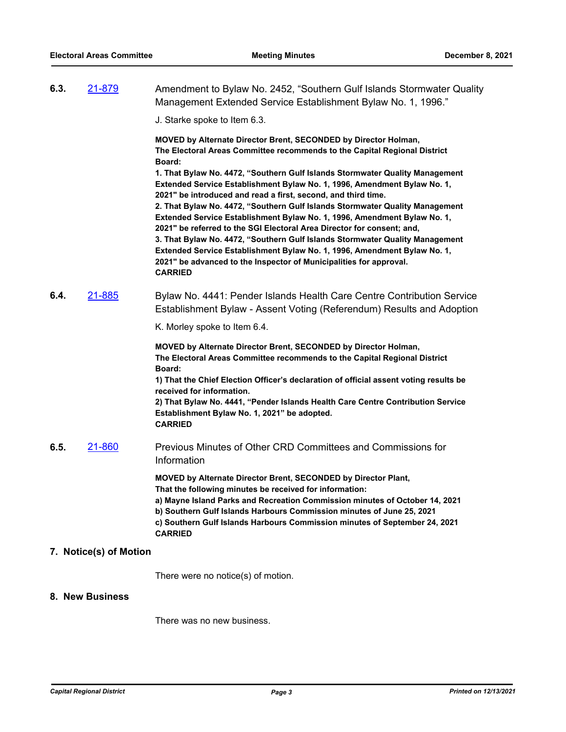**6.3.** 21-879 Amendment to Bylaw No. 2452, "Southern Gulf Islands Stormwater Quality Management Extended Service Establishment Bylaw No. 1, 1996."

J. Starke spoke to Item 6.3.

**MOVED by Alternate Director Brent, SECONDED by Director Holman,**
**The Electoral Areas Committee recommends to the Capital Regional District Board:**
**1. That Bylaw No. 4472, "Southern Gulf Islands Stormwater Quality Management Extended Service Establishment Bylaw No. 1, 1996, Amendment Bylaw No. 1, 2021" be introduced and read a first, second, and third time.**
**2. That Bylaw No. 4472, "Southern Gulf Islands Stormwater Quality Management Extended Service Establishment Bylaw No. 1, 1996, Amendment Bylaw No. 1, 2021" be referred to the SGI Electoral Area Director for consent; and,**
**3. That Bylaw No. 4472, "Southern Gulf Islands Stormwater Quality Management Extended Service Establishment Bylaw No. 1, 1996, Amendment Bylaw No. 1, 2021" be advanced to the Inspector of Municipalities for approval.**
**CARRIED**

**6.4.** 21-885 Bylaw No. 4441: Pender Islands Health Care Centre Contribution Service Establishment Bylaw - Assent Voting (Referendum) Results and Adoption

K. Morley spoke to Item 6.4.

**MOVED by Alternate Director Brent, SECONDED by Director Holman,**
**The Electoral Areas Committee recommends to the Capital Regional District Board:**
**1) That the Chief Election Officer's declaration of official assent voting results be received for information.**
**2) That Bylaw No. 4441, "Pender Islands Health Care Centre Contribution Service Establishment Bylaw No. 1, 2021" be adopted.**
**CARRIED**

**6.5.** 21-860 Previous Minutes of Other CRD Committees and Commissions for Information

**MOVED by Alternate Director Brent, SECONDED by Director Plant,**
**That the following minutes be received for information:**
**a) Mayne Island Parks and Recreation Commission minutes of October 14, 2021**
**b) Southern Gulf Islands Harbours Commission minutes of June 25, 2021**
**c) Southern Gulf Islands Harbours Commission minutes of September 24, 2021**
**CARRIED**

## 7. Notice(s) of Motion

There were no notice(s) of motion.

## 8. New Business

There was no new business.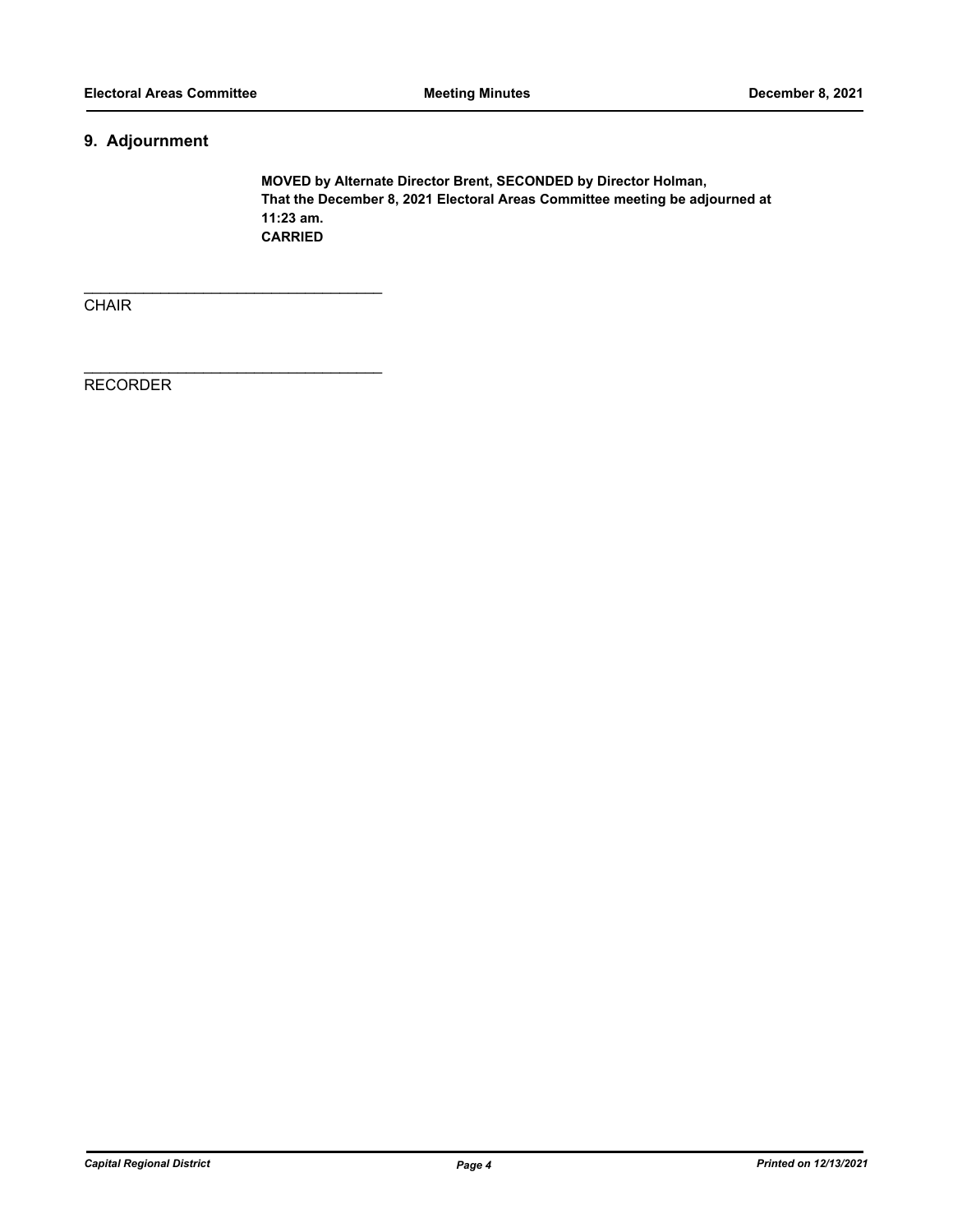## 9. Adjournment

**MOVED by Alternate Director Brent, SECONDED by Director Holman,**
**That the December 8, 2021 Electoral Areas Committee meeting be adjourned at 11:23 am.**
**CARRIED**

\_\_\_\_\_\_\_\_\_\_\_\_\_\_\_\_\_\_\_\_\_\_\_\_\_\_\_\_\_\_\_\_\_\_\_\_

CHAIR

\_\_\_\_\_\_\_\_\_\_\_\_\_\_\_\_\_\_\_\_\_\_\_\_\_\_\_\_\_\_\_\_\_\_\_\_

RECORDER